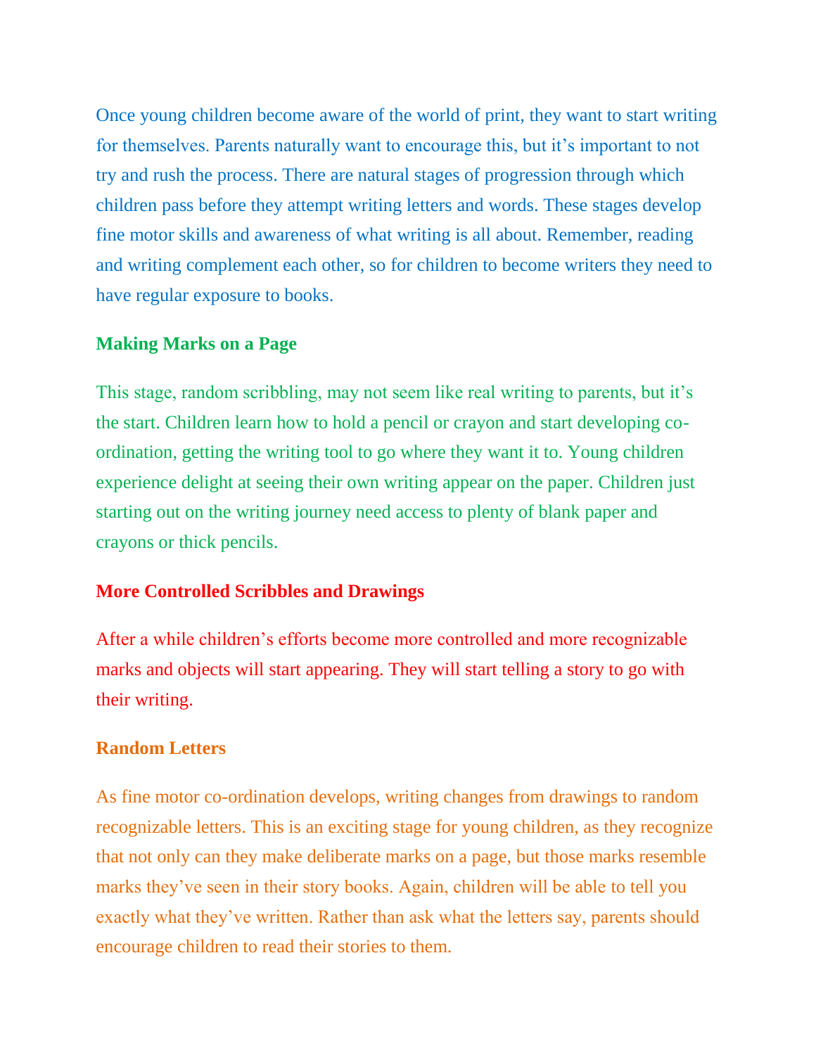Once young children become aware of the world of print, they want to start writing for themselves. Parents naturally want to encourage this, but it's important to not try and rush the process. There are natural stages of progression through which children pass before they attempt writing letters and words. These stages develop fine motor skills and awareness of what writing is all about. Remember, reading and writing complement each other, so for children to become writers they need to have regular exposure to books.

## Making Marks on a Page

This stage, random scribbling, may not seem like real writing to parents, but it's the start. Children learn how to hold a pencil or crayon and start developing co-ordination, getting the writing tool to go where they want it to. Young children experience delight at seeing their own writing appear on the paper. Children just starting out on the writing journey need access to plenty of blank paper and crayons or thick pencils.

## More Controlled Scribbles and Drawings

After a while children's efforts become more controlled and more recognizable marks and objects will start appearing. They will start telling a story to go with their writing.

## Random Letters

As fine motor co-ordination develops, writing changes from drawings to random recognizable letters. This is an exciting stage for young children, as they recognize that not only can they make deliberate marks on a page, but those marks resemble marks they've seen in their story books. Again, children will be able to tell you exactly what they've written. Rather than ask what the letters say, parents should encourage children to read their stories to them.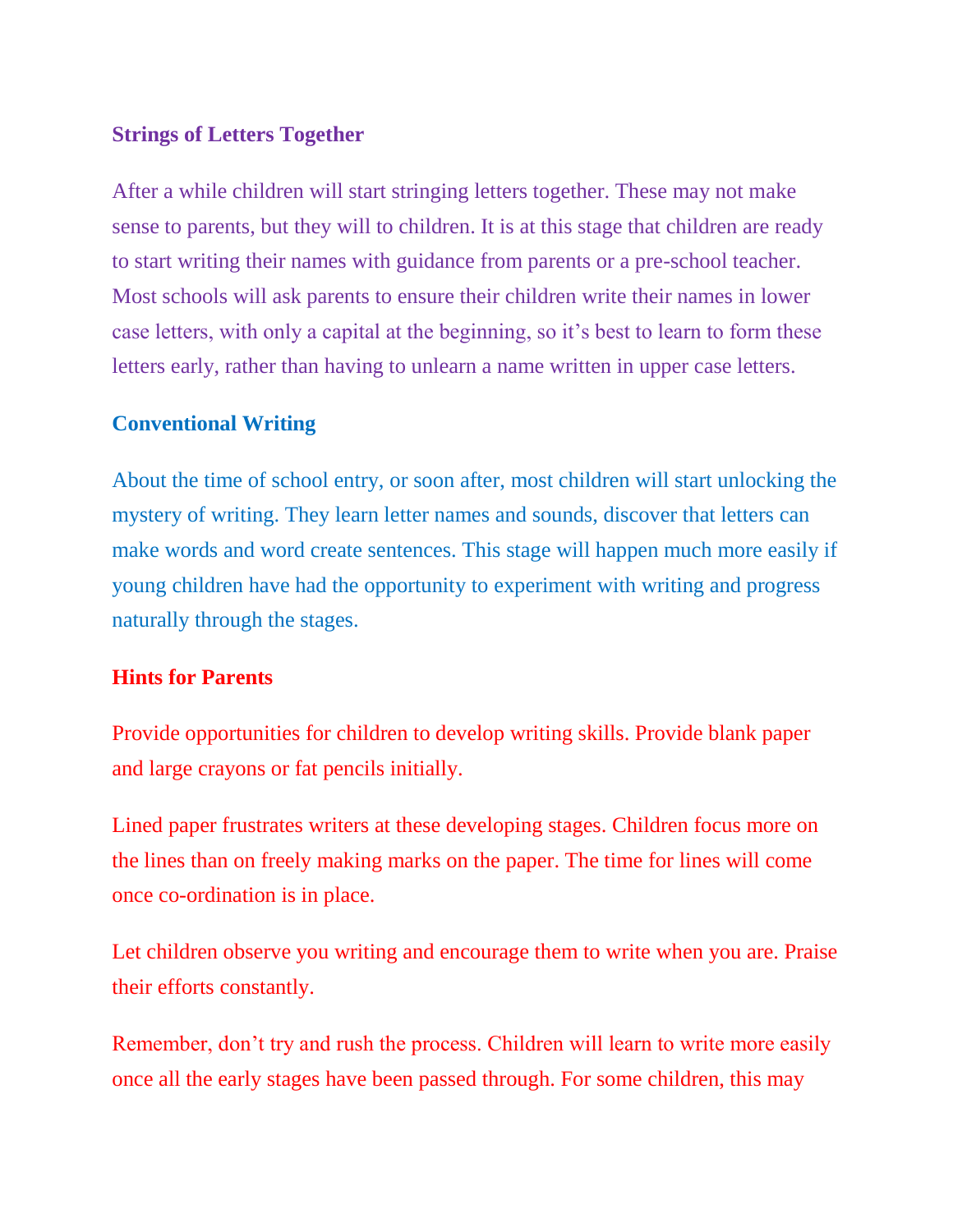### Strings of Letters Together

After a while children will start stringing letters together. These may not make sense to parents, but they will to children. It is at this stage that children are ready to start writing their names with guidance from parents or a pre-school teacher. Most schools will ask parents to ensure their children write their names in lower case letters, with only a capital at the beginning, so it's best to learn to form these letters early, rather than having to unlearn a name written in upper case letters.

### Conventional Writing

About the time of school entry, or soon after, most children will start unlocking the mystery of writing. They learn letter names and sounds, discover that letters can make words and word create sentences. This stage will happen much more easily if young children have had the opportunity to experiment with writing and progress naturally through the stages.

### Hints for Parents

Provide opportunities for children to develop writing skills. Provide blank paper and large crayons or fat pencils initially.

Lined paper frustrates writers at these developing stages. Children focus more on the lines than on freely making marks on the paper. The time for lines will come once co-ordination is in place.

Let children observe you writing and encourage them to write when you are. Praise their efforts constantly.

Remember, don't try and rush the process. Children will learn to write more easily once all the early stages have been passed through. For some children, this may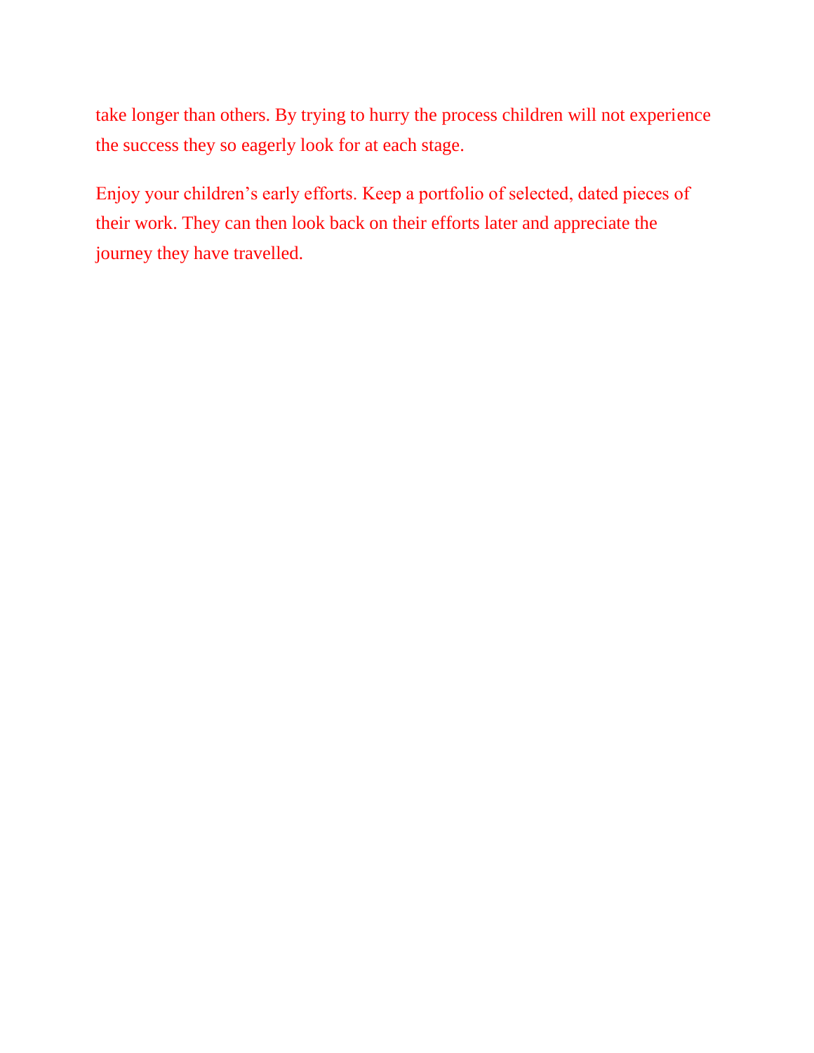take longer than others. By trying to hurry the process children will not experience the success they so eagerly look for at each stage.

Enjoy your children's early efforts. Keep a portfolio of selected, dated pieces of their work. They can then look back on their efforts later and appreciate the journey they have travelled.